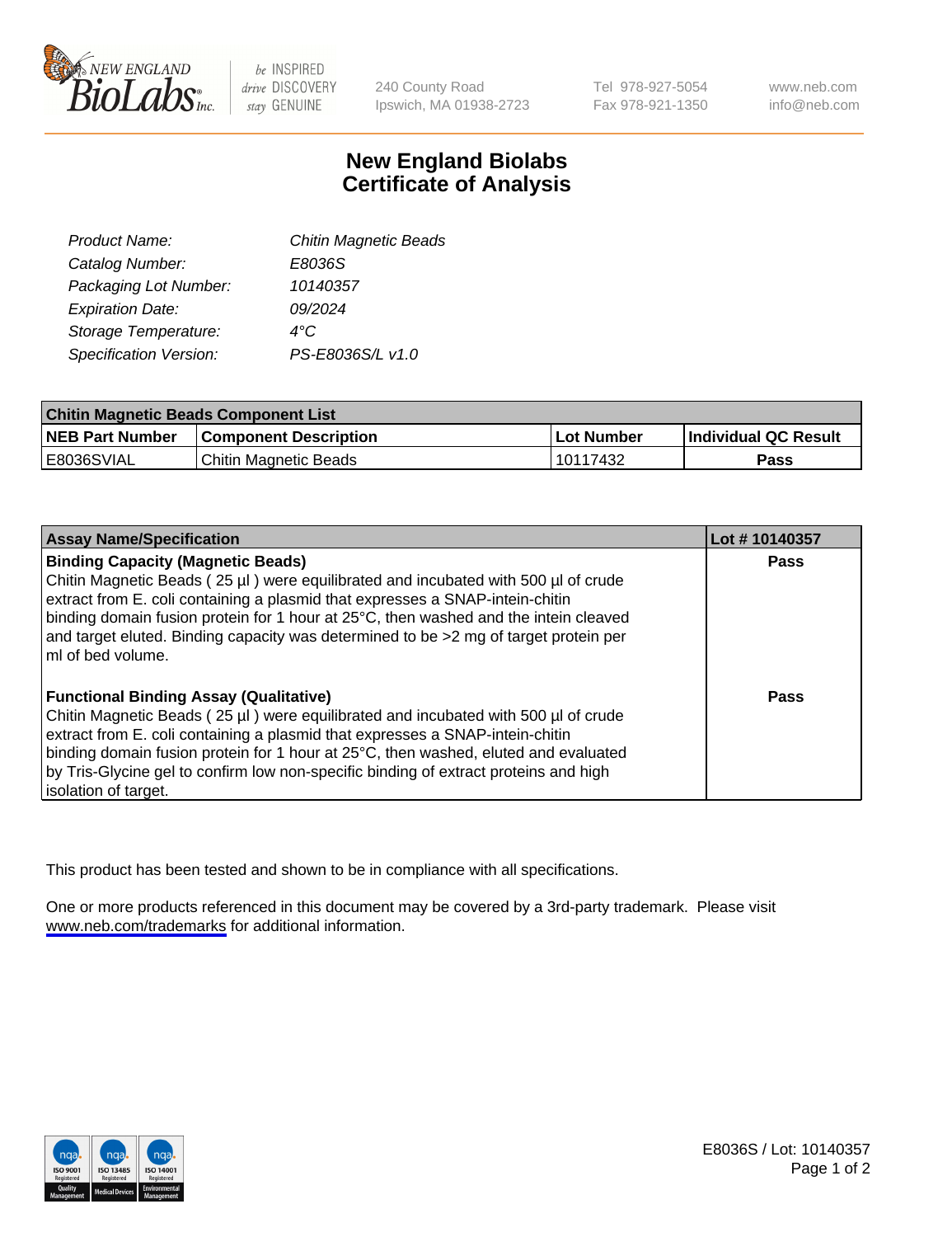# New England Biolabs Certificate of Analysis

| | |
|---|---|
| *Product Name:* | *Chitin Magnetic Beads* |
| *Catalog Number:* | *E8036S* |
| *Packaging Lot Number:* | *10140357* |
| *Expiration Date:* | *09/2024* |
| *Storage Temperature:* | *4°C* |
| *Specification Version:* | *PS-E8036S/L v1.0* |

| **Chitin Magnetic Beads Component List** | | | |
|---|---|---|---|
| **NEB Part Number** | **Component Description** | **Lot Number** | **Individual QC Result** |
| E8036SVIAL | Chitin Magnetic Beads | 10117432 | **Pass** |

| **Assay Name/Specification** | **Lot # 10140357** |
|---|---|
| **Binding Capacity (Magnetic Beads)** Chitin Magnetic Beads ( 25 µl ) were equilibrated and incubated with 500 µl of crude extract from E. coli containing a plasmid that expresses a SNAP-intein-chitin binding domain fusion protein for 1 hour at 25°C, then washed and the intein cleaved and target eluted. Binding capacity was determined to be >2 mg of target protein per ml of bed volume. | **Pass** |
| **Functional Binding Assay (Qualitative)** Chitin Magnetic Beads ( 25 µl ) were equilibrated and incubated with 500 µl of crude extract from E. coli containing a plasmid that expresses a SNAP-intein-chitin binding domain fusion protein for 1 hour at 25°C, then washed, eluted and evaluated by Tris-Glycine gel to confirm low non-specific binding of extract proteins and high isolation of target. | **Pass** |

This product has been tested and shown to be in compliance with all specifications.

One or more products referenced in this document may be covered by a 3rd-party trademark. Please visit www.neb.com/trademarks for additional information.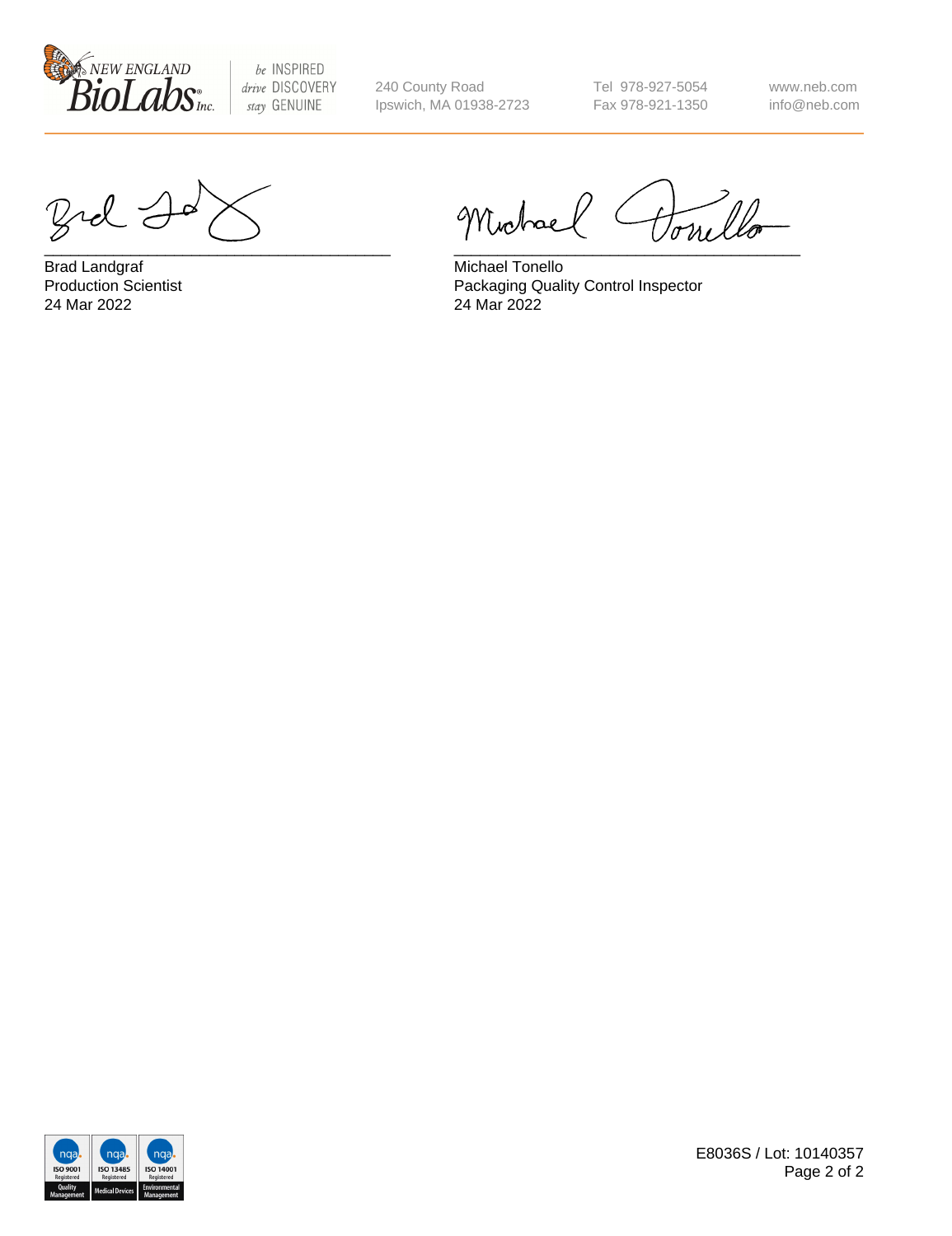Brad Landgraf
Production Scientist
24 Mar 2022

Michael Tonello
Packaging Quality Control Inspector
24 Mar 2022

E8036S / Lot: 10140357